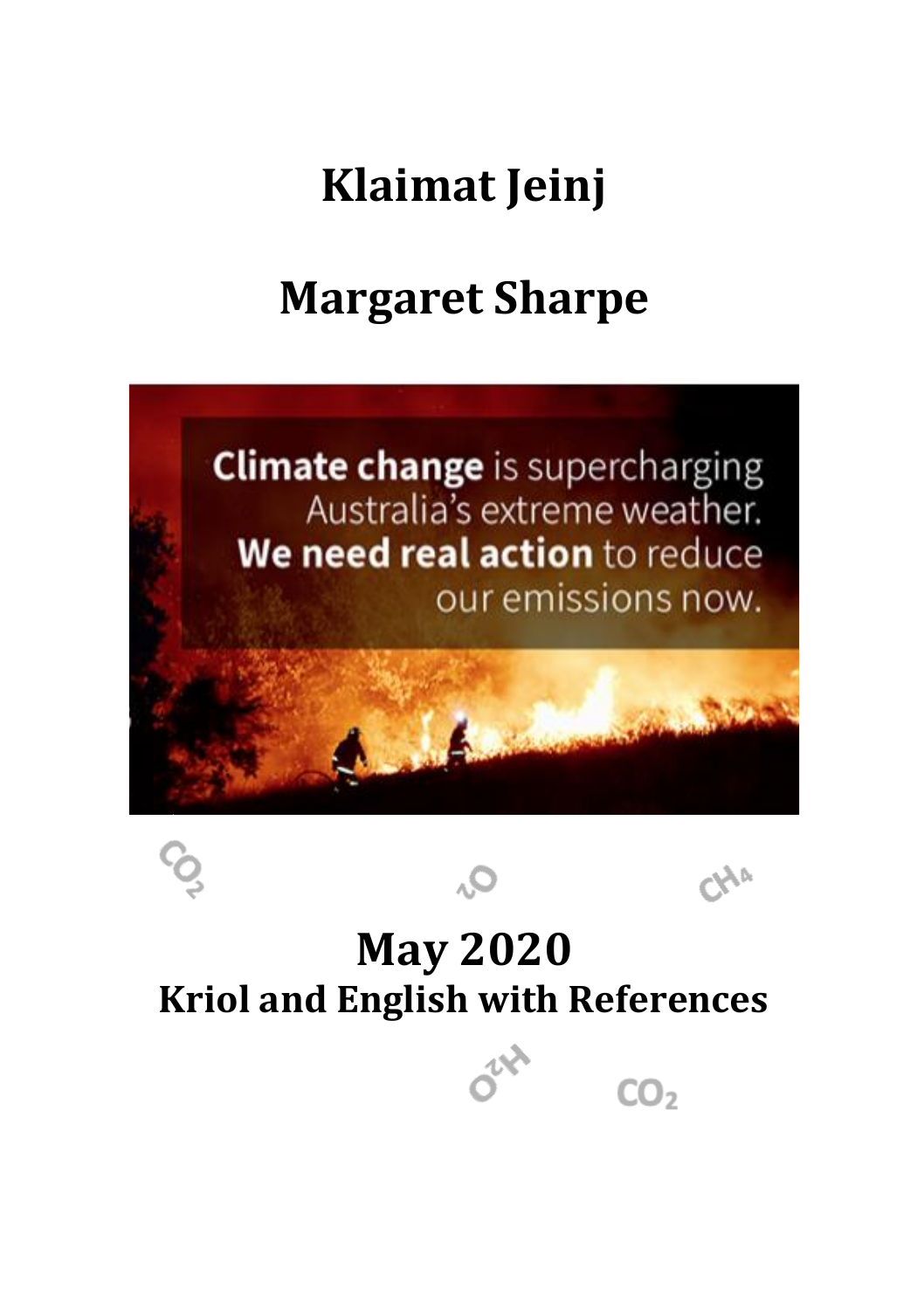# Klaimat Jeinj

# Margaret Sharpe

**Climate change** is supercharging Australia's extreme weather. **We need real action** to reduce our emissions now.

# May 2020

## Kriol and English with References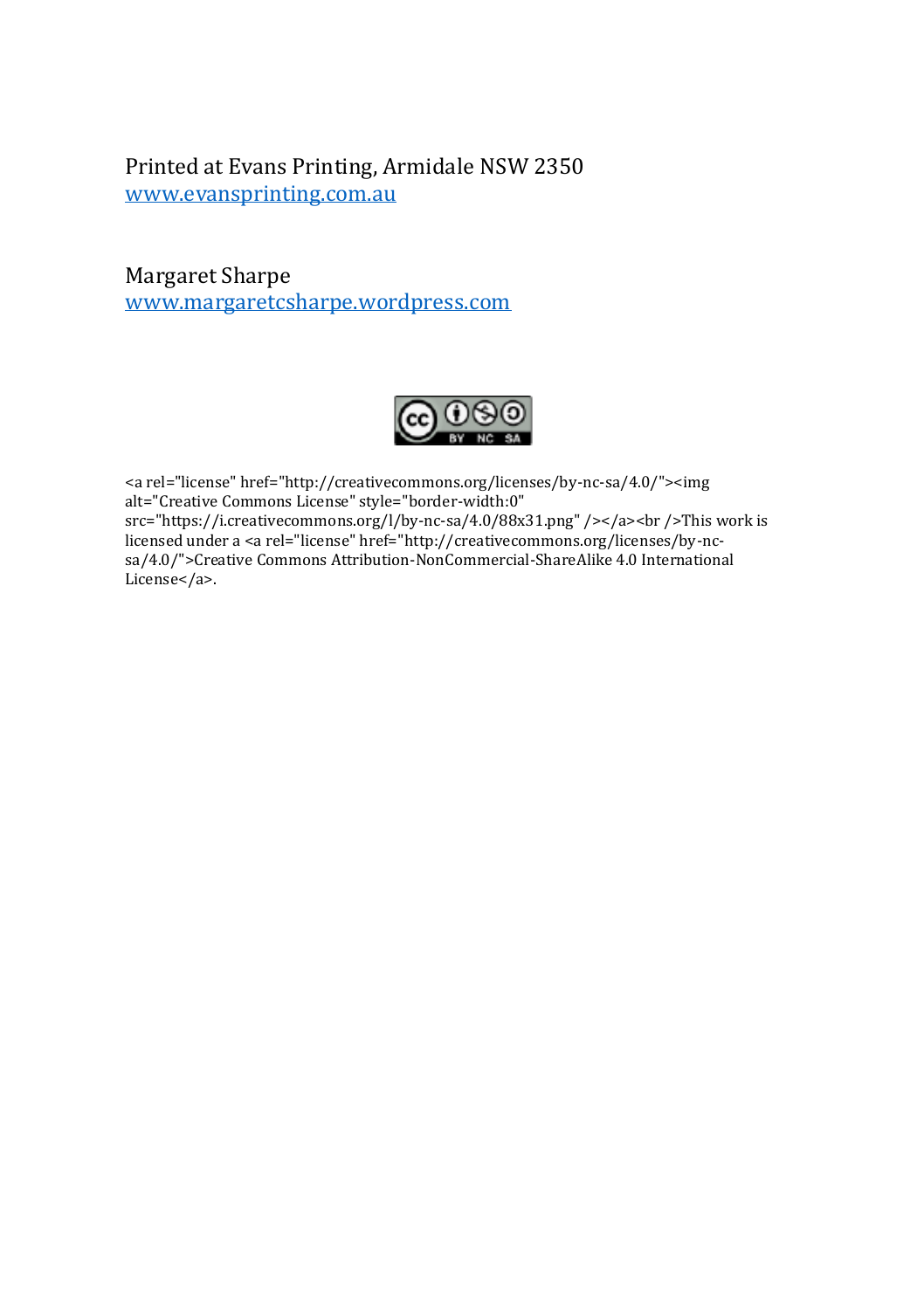Printed at Evans Printing, Armidale NSW 2350
www.evansprinting.com.au

Margaret Sharpe
www.margaretcsharpe.wordpress.com

<a rel="license" href="http://creativecommons.org/licenses/by-nc-sa/4.0/"><img alt="Creative Commons License" style="border-width:0" src="https://i.creativecommons.org/l/by-nc-sa/4.0/88x31.png" /></a><br />This work is licensed under a <a rel="license" href="http://creativecommons.org/licenses/by-nc-sa/4.0/">Creative Commons Attribution-NonCommercial-ShareAlike 4.0 International License</a>.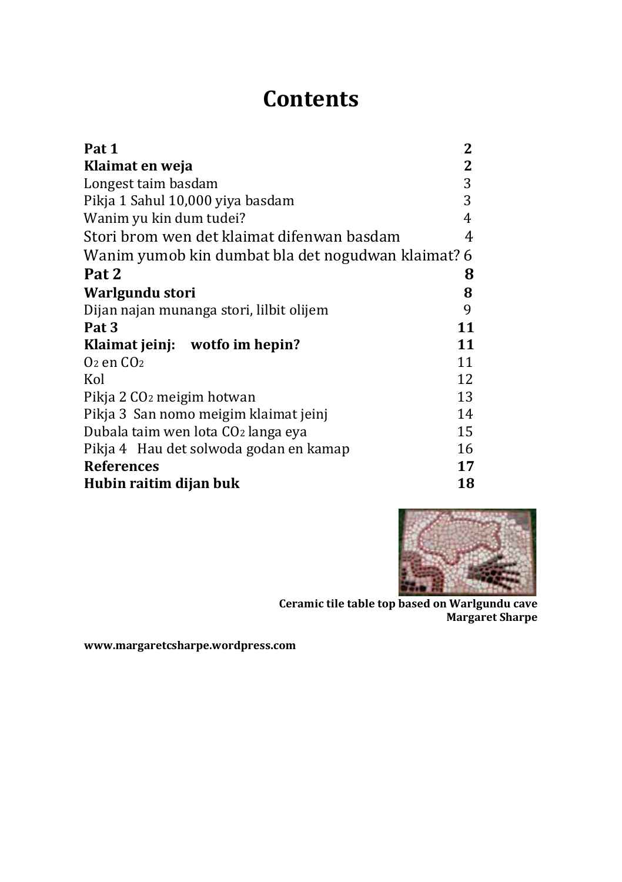# Contents

| | |
|---|---|
| **Pat 1** | **2** |
| **Klaimat en weja** | **2** |
| Longest taim basdam | 3 |
| Pikja 1 Sahul 10,000 yiya basdam | 3 |
| Wanim yu kin dum tudei? | 4 |
| Stori brom wen det klaimat difenwan basdam | 4 |
| Wanim yumob kin dumbat bla det nogudwan klaimat? | 6 |
| **Pat 2** | **8** |
| **Warlgundu stori** | **8** |
| Dijan najan munanga stori, lilbit olijem | 9 |
| **Pat 3** | **11** |
| **Klaimat jeinj: wotfo im hepin?** | **11** |
| $O_2$ en $CO_2$ | 11 |
| Kol | 12 |
| Pikja 2 $CO_2$ meigim hotwan | 13 |
| Pikja 3 San nomo meigim klaimat jeinj | 14 |
| Dubala taim wen lota $CO_2$ langa eya | 15 |
| Pikja 4 Hau det solwoda godan en kamap | 16 |
| **References** | **17** |
| **Hubin raitim dijan buk** | **18** |

**Ceramic tile table top based on Warlgundu cave**
**Margaret Sharpe**

**www.margaretcsharpe.wordpress.com**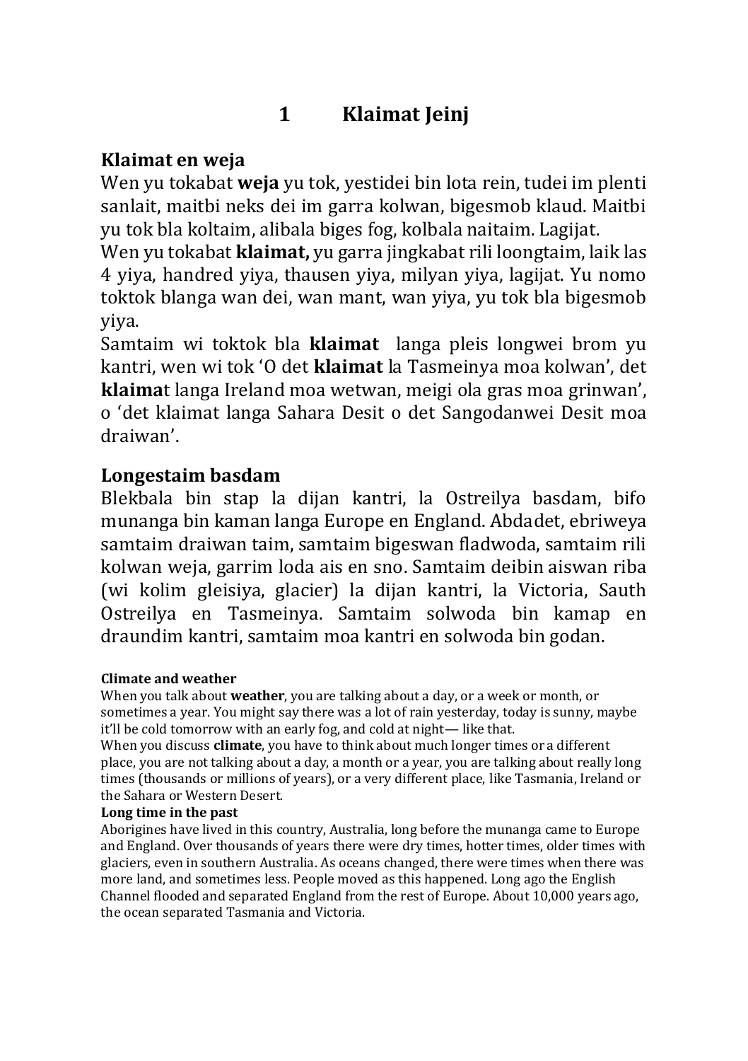# 1 Klaimat Jeinj

## Klaimat en weja

Wen yu tokabat **weja** yu tok, yestidei bin lota rein, tudei im plenti sanlait, maitbi neks dei im garra kolwan, bigesmob klaud. Maitbi yu tok bla koltaim, alibala biges fog, kolbala naitaim. Lagijat.

Wen yu tokabat **klaimat,** yu garra jingkabat rili loongtaim, laik las 4 yiya, handred yiya, thausen yiya, milyan yiya, lagijat. Yu nomo toktok blanga wan dei, wan mant, wan yiya, yu tok bla bigesmob yiya.

Samtaim wi toktok bla **klaimat** langa pleis longwei brom yu kantri, wen wi tok 'O det **klaimat** la Tasmeinya moa kolwan', det **klaima**t langa Ireland moa wetwan, meigi ola gras moa grinwan', o 'det klaimat langa Sahara Desit o det Sangodanwei Desit moa draiwan'.

## Longestaim basdam

Blekbala bin stap la dijan kantri, la Ostreilya basdam, bifo munanga bin kaman langa Europe en England. Abdadet, ebriweya samtaim draiwan taim, samtaim bigeswan fladwoda, samtaim rili kolwan weja, garrim loda ais en sno. Samtaim deibin aiswan riba (wi kolim gleisiya, glacier) la dijan kantri, la Victoria, Sauth Ostreilya en Tasmeinya. Samtaim solwoda bin kamap en draundim kantri, samtaim moa kantri en solwoda bin godan.

**Climate and weather**

When you talk about **weather**, you are talking about a day, or a week or month, or sometimes a year. You might say there was a lot of rain yesterday, today is sunny, maybe it'll be cold tomorrow with an early fog, and cold at night— like that.

When you discuss **climate**, you have to think about much longer times or a different place, you are not talking about a day, a month or a year, you are talking about really long times (thousands or millions of years), or a very different place, like Tasmania, Ireland or the Sahara or Western Desert.

**Long time in the past**

Aborigines have lived in this country, Australia, long before the munanga came to Europe and England. Over thousands of years there were dry times, hotter times, older times with glaciers, even in southern Australia. As oceans changed, there were times when there was more land, and sometimes less. People moved as this happened. Long ago the English Channel flooded and separated England from the rest of Europe. About 10,000 years ago, the ocean separated Tasmania and Victoria.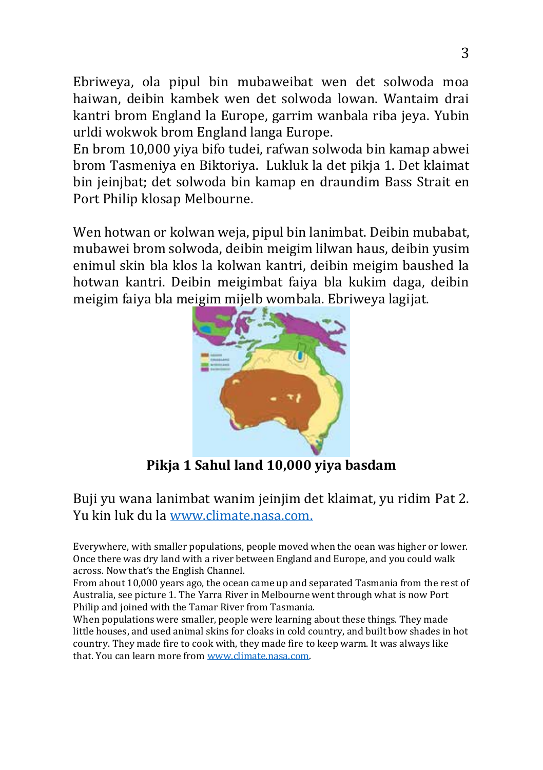Ebriweya, ola pipul bin mubaweibat wen det solwoda moa haiwan, deibin kambek wen det solwoda lowan. Wantaim drai kantri brom England la Europe, garrim wanbala riba jeya. Yubin urldi wokwok brom England langa Europe.

En brom 10,000 yiya bifo tudei, rafwan solwoda bin kamap abwei brom Tasmeniya en Biktoriya. Lukluk la det pikja 1. Det klaimat bin jeinjbat; det solwoda bin kamap en draundim Bass Strait en Port Philip klosap Melbourne.

Wen hotwan or kolwan weja, pipul bin lanimbat. Deibin mubabat, mubawei brom solwoda, deibin meigim lilwan haus, deibin yusim enimul skin bla klos la kolwan kantri, deibin meigim baushed la hotwan kantri. Deibin meigimbat faiya bla kukim daga, deibin meigim faiya bla meigim mijelb wombala. Ebriweya lagijat.

**Pikja 1 Sahul land 10,000 yiya basdam**

Buji yu wana lanimbat wanim jeinjim det klaimat, yu ridim Pat 2. Yu kin luk du la [www.climate.nasa.com.](www.climate.nasa.com)

Everywhere, with smaller populations, people moved when the oean was higher or lower. Once there was dry land with a river between England and Europe, and you could walk across. Now that's the English Channel.

From about 10,000 years ago, the ocean came up and separated Tasmania from the rest of Australia, see picture 1. The Yarra River in Melbourne went through what is now Port Philip and joined with the Tamar River from Tasmania.

When populations were smaller, people were learning about these things. They made little houses, and used animal skins for cloaks in cold country, and built bow shades in hot country. They made fire to cook with, they made fire to keep warm. It was always like that. You can learn more from [www.climate.nasa.com](www.climate.nasa.com).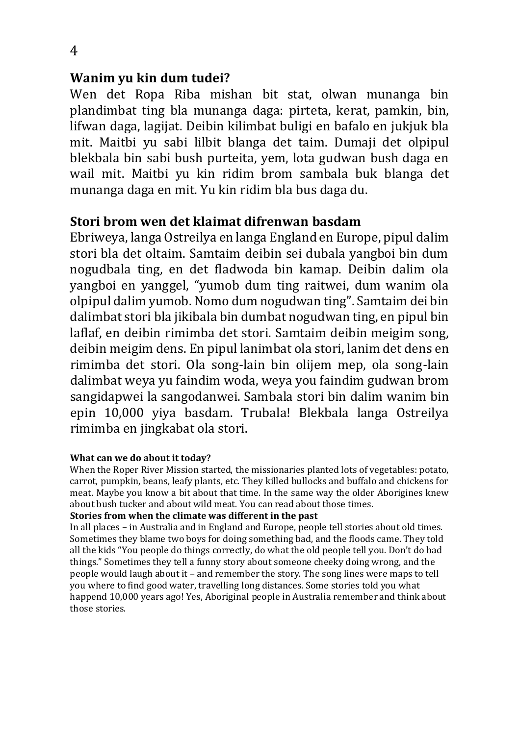## Wanim yu kin dum tudei?

Wen det Ropa Riba mishan bit stat, olwan munanga bin plandimbat ting bla munanga daga: pirteta, kerat, pamkin, bin, lifwan daga, lagijat. Deibin kilimbat buligi en bafalo en jukjuk bla mit. Maitbi yu sabi lilbit blanga det taim. Dumaji det olpipul blekbala bin sabi bush purteita, yem, lota gudwan bush daga en wail mit. Maitbi yu kin ridim brom sambala buk blanga det munanga daga en mit. Yu kin ridim bla bus daga du.

## Stori brom wen det klaimat difrenwan basdam

Ebriweya, langa Ostreilya en langa England en Europe, pipul dalim stori bla det oltaim. Samtaim deibin sei dubala yangboi bin dum nogudbala ting, en det fladwoda bin kamap. Deibin dalim ola yangboi en yanggel, "yumob dum ting raitwei, dum wanim ola olpipul dalim yumob. Nomo dum nogudwan ting". Samtaim dei bin dalimbat stori bla jikibala bin dumbat nogudwan ting, en pipul bin laflaf, en deibin rimimba det stori. Samtaim deibin meigim song, deibin meigim dens. En pipul lanimbat ola stori, lanim det dens en rimimba det stori. Ola song-lain bin olijem mep, ola song-lain dalimbat weya yu faindim woda, weya you faindim gudwan brom sangidapwei la sangodanwei. Sambala stori bin dalim wanim bin epin 10,000 yiya basdam. Trubala! Blekbala langa Ostreilya rimimba en jingkabat ola stori.

**What can we do about it today?**

When the Roper River Mission started, the missionaries planted lots of vegetables: potato, carrot, pumpkin, beans, leafy plants, etc. They killed bullocks and buffalo and chickens for meat. Maybe you know a bit about that time. In the same way the older Aborigines knew about bush tucker and about wild meat. You can read about those times.

**Stories from when the climate was different in the past**

In all places – in Australia and in England and Europe, people tell stories about old times. Sometimes they blame two boys for doing something bad, and the floods came. They told all the kids "You people do things correctly, do what the old people tell you. Don't do bad things." Sometimes they tell a funny story about someone cheeky doing wrong, and the people would laugh about it – and remember the story. The song lines were maps to tell you where to find good water, travelling long distances. Some stories told you what happend 10,000 years ago! Yes, Aboriginal people in Australia remember and think about those stories.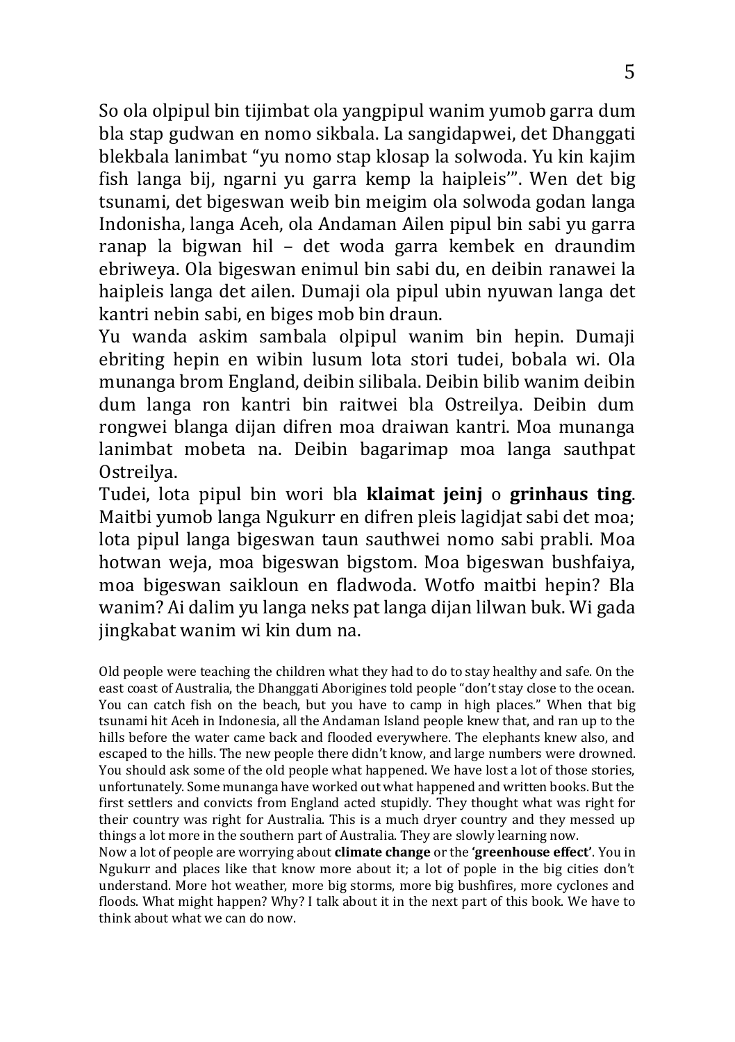So ola olpipul bin tijimbat ola yangpipul wanim yumob garra dum bla stap gudwan en nomo sikbala. La sangidapwei, det Dhanggati blekbala lanimbat "yu nomo stap klosap la solwoda. Yu kin kajim fish langa bij, ngarni yu garra kemp la haipleis'". Wen det big tsunami, det bigeswan weib bin meigim ola solwoda godan langa Indonisha, langa Aceh, ola Andaman Ailen pipul bin sabi yu garra ranap la bigwan hil – det woda garra kembek en draundim ebriweya. Ola bigeswan enimul bin sabi du, en deibin ranawei la haipleis langa det ailen. Dumaji ola pipul ubin nyuwan langa det kantri nebin sabi, en biges mob bin draun.

Yu wanda askim sambala olpipul wanim bin hepin. Dumaji ebriting hepin en wibin lusum lota stori tudei, bobala wi. Ola munanga brom England, deibin silibala. Deibin bilib wanim deibin dum langa ron kantri bin raitwei bla Ostreilya. Deibin dum rongwei blanga dijan difren moa draiwan kantri. Moa munanga lanimbat mobeta na. Deibin bagarimap moa langa sauthpat Ostreilya.

Tudei, lota pipul bin wori bla **klaimat jeinj** o **grinhaus ting**. Maitbi yumob langa Ngukurr en difren pleis lagidjat sabi det moa; lota pipul langa bigeswan taun sauthwei nomo sabi prabli. Moa hotwan weja, moa bigeswan bigstom. Moa bigeswan bushfaiya, moa bigeswan saikloun en fladwoda. Wotfo maitbi hepin? Bla wanim? Ai dalim yu langa neks pat langa dijan lilwan buk. Wi gada jingkabat wanim wi kin dum na.

Old people were teaching the children what they had to do to stay healthy and safe. On the east coast of Australia, the Dhanggati Aborigines told people "don't stay close to the ocean. You can catch fish on the beach, but you have to camp in high places." When that big tsunami hit Aceh in Indonesia, all the Andaman Island people knew that, and ran up to the hills before the water came back and flooded everywhere. The elephants knew also, and escaped to the hills. The new people there didn't know, and large numbers were drowned. You should ask some of the old people what happened. We have lost a lot of those stories, unfortunately. Some munanga have worked out what happened and written books. But the first settlers and convicts from England acted stupidly. They thought what was right for their country was right for Australia. This is a much dryer country and they messed up things a lot more in the southern part of Australia. They are slowly learning now.

Now a lot of people are worrying about **climate change** or the **'greenhouse effect'**. You in Ngukurr and places like that know more about it; a lot of pople in the big cities don't understand. More hot weather, more big storms, more big bushfires, more cyclones and floods. What might happen? Why? I talk about it in the next part of this book. We have to think about what we can do now.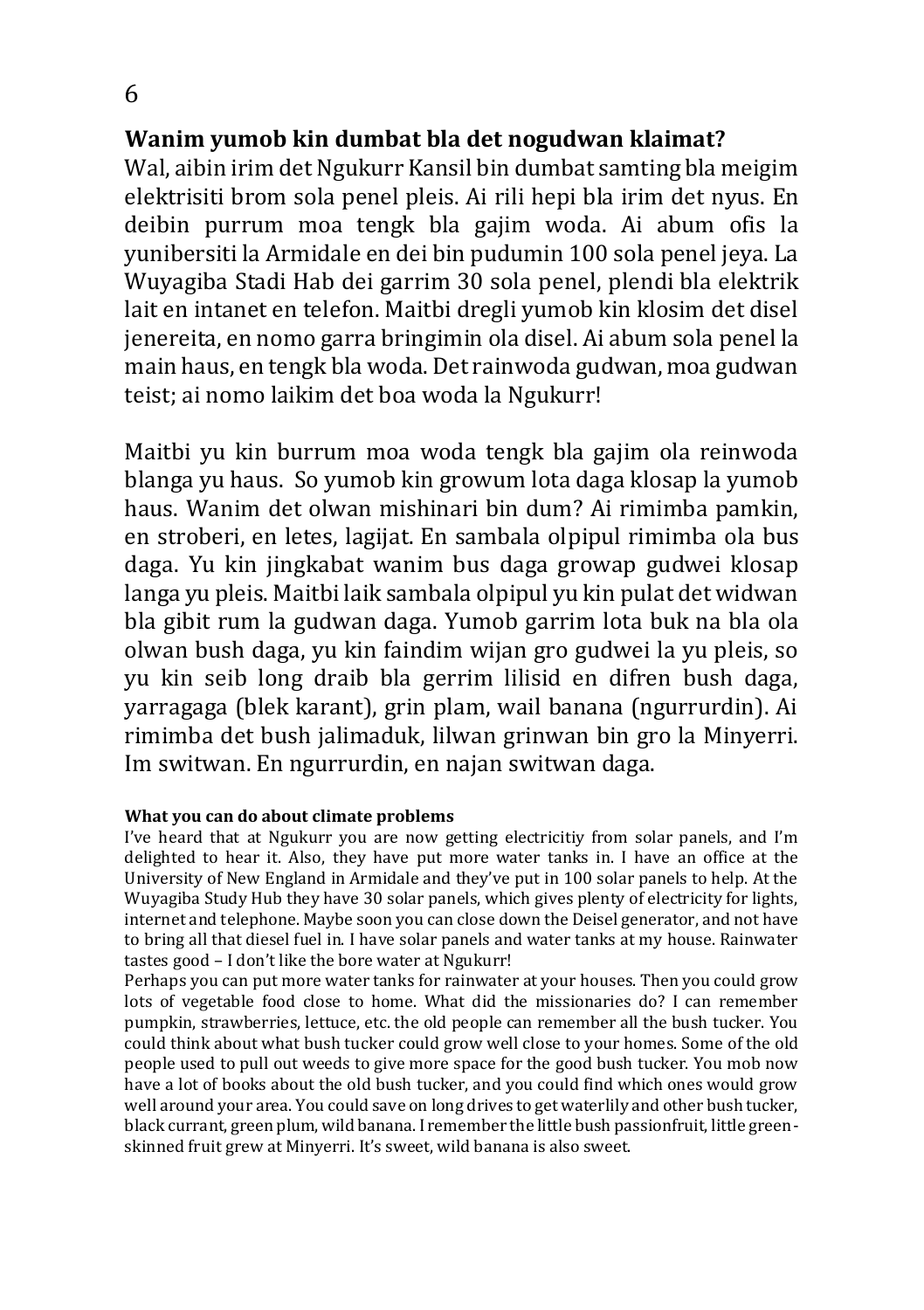## Wanim yumob kin dumbat bla det nogudwan klaimat?

Wal, aibin irim det Ngukurr Kansil bin dumbat samting bla meigim elektrisiti brom sola penel pleis. Ai rili hepi bla irim det nyus. En deibin purrum moa tengk bla gajim woda. Ai abum ofis la yunibersiti la Armidale en dei bin pudumin 100 sola penel jeya. La Wuyagiba Stadi Hab dei garrim 30 sola penel, plendi bla elektrik lait en intanet en telefon. Maitbi dregli yumob kin klosim det disel jenereita, en nomo garra bringimin ola disel. Ai abum sola penel la main haus, en tengk bla woda. Det rainwoda gudwan, moa gudwan teist; ai nomo laikim det boa woda la Ngukurr!

Maitbi yu kin burrum moa woda tengk bla gajim ola reinwoda blanga yu haus. So yumob kin growum lota daga klosap la yumob haus. Wanim det olwan mishinari bin dum? Ai rimimba pamkin, en stroberi, en letes, lagijat. En sambala olpipul rimimba ola bus daga. Yu kin jingkabat wanim bus daga growap gudwei klosap langa yu pleis. Maitbi laik sambala olpipul yu kin pulat det widwan bla gibit rum la gudwan daga. Yumob garrim lota buk na bla ola olwan bush daga, yu kin faindim wijan gro gudwei la yu pleis, so yu kin seib long draib bla gerrim lilisid en difren bush daga, yarragaga (blek karant), grin plam, wail banana (ngurrurdin). Ai rimimba det bush jalimaduk, lilwan grinwan bin gro la Minyerri. Im switwan. En ngurrurdin, en najan switwan daga.

**What you can do about climate problems**

I've heard that at Ngukurr you are now getting electricitiy from solar panels, and I'm delighted to hear it. Also, they have put more water tanks in. I have an office at the University of New England in Armidale and they've put in 100 solar panels to help. At the Wuyagiba Study Hub they have 30 solar panels, which gives plenty of electricity for lights, internet and telephone. Maybe soon you can close down the Deisel generator, and not have to bring all that diesel fuel in. I have solar panels and water tanks at my house. Rainwater tastes good – I don't like the bore water at Ngukurr!

Perhaps you can put more water tanks for rainwater at your houses. Then you could grow lots of vegetable food close to home. What did the missionaries do? I can remember pumpkin, strawberries, lettuce, etc. the old people can remember all the bush tucker. You could think about what bush tucker could grow well close to your homes. Some of the old people used to pull out weeds to give more space for the good bush tucker. You mob now have a lot of books about the old bush tucker, and you could find which ones would grow well around your area. You could save on long drives to get waterlily and other bush tucker, black currant, green plum, wild banana. I remember the little bush passionfruit, little green-skinned fruit grew at Minyerri. It's sweet, wild banana is also sweet.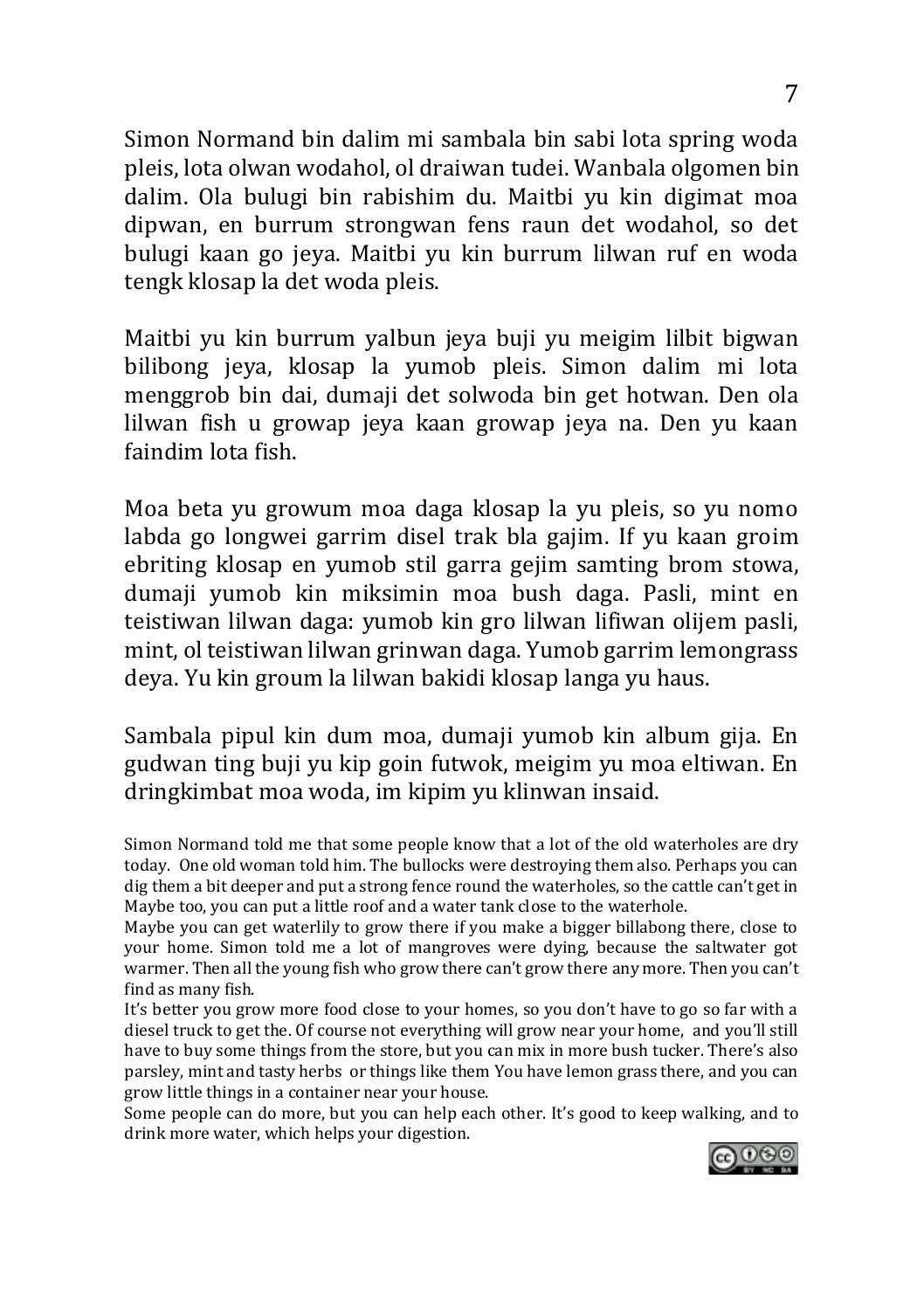Simon Normand bin dalim mi sambala bin sabi lota spring woda pleis, lota olwan wodahol, ol draiwan tudei. Wanbala olgomen bin dalim. Ola bulugi bin rabishim du. Maitbi yu kin digimat moa dipwan, en burrum strongwan fens raun det wodahol, so det bulugi kaan go jeya. Maitbi yu kin burrum lilwan ruf en woda tengk klosap la det woda pleis.

Maitbi yu kin burrum yalbun jeya buji yu meigim lilbit bigwan bilibong jeya, klosap la yumob pleis. Simon dalim mi lota menggrob bin dai, dumaji det solwoda bin get hotwan. Den ola lilwan fish u growap jeya kaan growap jeya na. Den yu kaan faindim lota fish.

Moa beta yu growum moa daga klosap la yu pleis, so yu nomo labda go longwei garrim disel trak bla gajim. If yu kaan groim ebriting klosap en yumob stil garra gejim samting brom stowa, dumaji yumob kin miksimin moa bush daga. Pasli, mint en teistiwan lilwan daga: yumob kin gro lilwan lifiwan olijem pasli, mint, ol teistiwan lilwan grinwan daga. Yumob garrim lemongrass deya. Yu kin groum la lilwan bakidi klosap langa yu haus.

Sambala pipul kin dum moa, dumaji yumob kin album gija. En gudwan ting buji yu kip goin futwok, meigim yu moa eltiwan. En dringkimbat moa woda, im kipim yu klinwan insaid.

Simon Normand told me that some people know that a lot of the old waterholes are dry today. One old woman told him. The bullocks were destroying them also. Perhaps you can dig them a bit deeper and put a strong fence round the waterholes, so the cattle can't get in Maybe too, you can put a little roof and a water tank close to the waterhole.

Maybe you can get waterlily to grow there if you make a bigger billabong there, close to your home. Simon told me a lot of mangroves were dying, because the saltwater got warmer. Then all the young fish who grow there can't grow there any more. Then you can't find as many fish.

It's better you grow more food close to your homes, so you don't have to go so far with a diesel truck to get the. Of course not everything will grow near your home, and you'll still have to buy some things from the store, but you can mix in more bush tucker. There's also parsley, mint and tasty herbs or things like them You have lemon grass there, and you can grow little things in a container near your house.

Some people can do more, but you can help each other. It's good to keep walking, and to drink more water, which helps your digestion.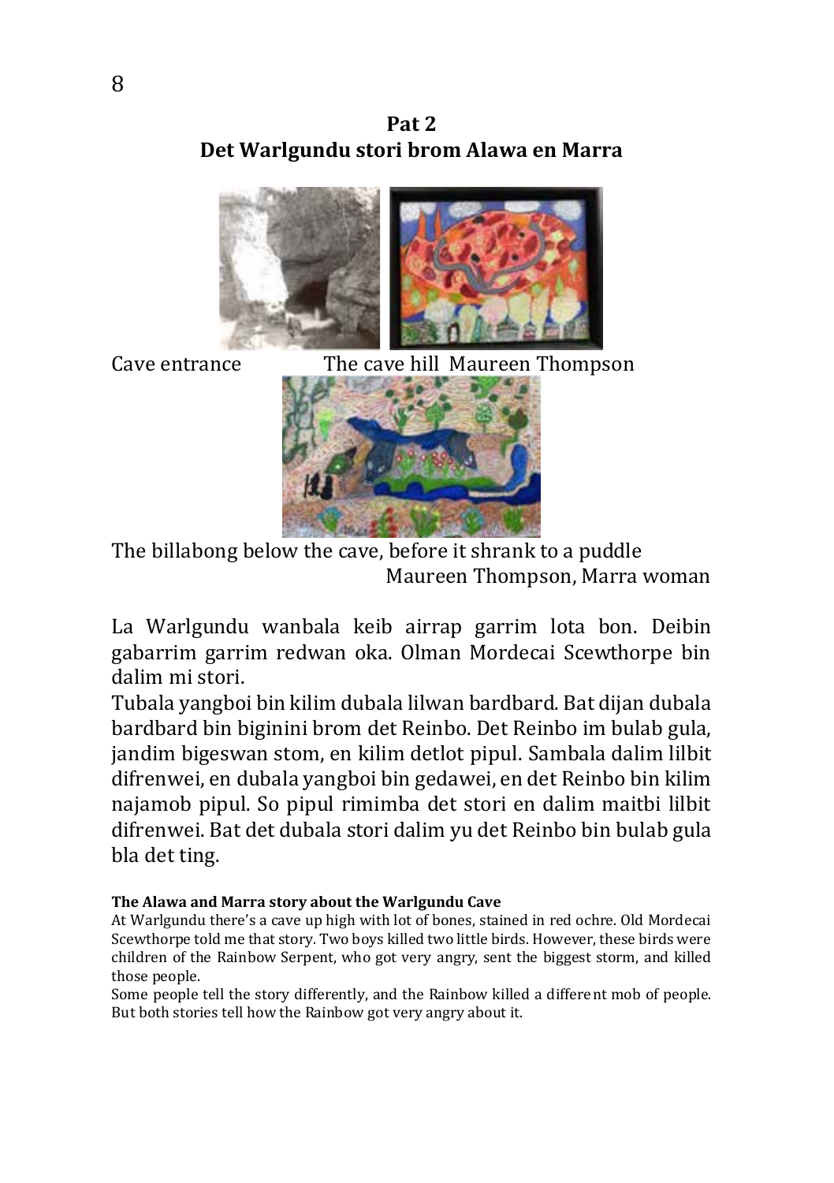## Pat 2
## Det Warlgundu stori brom Alawa en Marra

Cave entrance The cave hill Maureen Thompson

The billabong below the cave, before it shrank to a puddle
Maureen Thompson, Marra woman

La Warlgundu wanbala keib airrap garrim lota bon. Deibin gabarrim garrim redwan oka. Olman Mordecai Scewthorpe bin dalim mi stori.

Tubala yangboi bin kilim dubala lilwan bardbard. Bat dijan dubala bardbard bin biginini brom det Reinbo. Det Reinbo im bulab gula, jandim bigeswan stom, en kilim detlot pipul. Sambala dalim lilbit difrenwei, en dubala yangboi bin gedawei, en det Reinbo bin kilim najamob pipul. So pipul rimimba det stori en dalim maitbi lilbit difrenwei. Bat det dubala stori dalim yu det Reinbo bin bulab gula bla det ting.

**The Alawa and Marra story about the Warlgundu Cave**

At Warlgundu there's a cave up high with lot of bones, stained in red ochre. Old Mordecai Scewthorpe told me that story. Two boys killed two little birds. However, these birds were children of the Rainbow Serpent, who got very angry, sent the biggest storm, and killed those people.

Some people tell the story differently, and the Rainbow killed a different mob of people. But both stories tell how the Rainbow got very angry about it.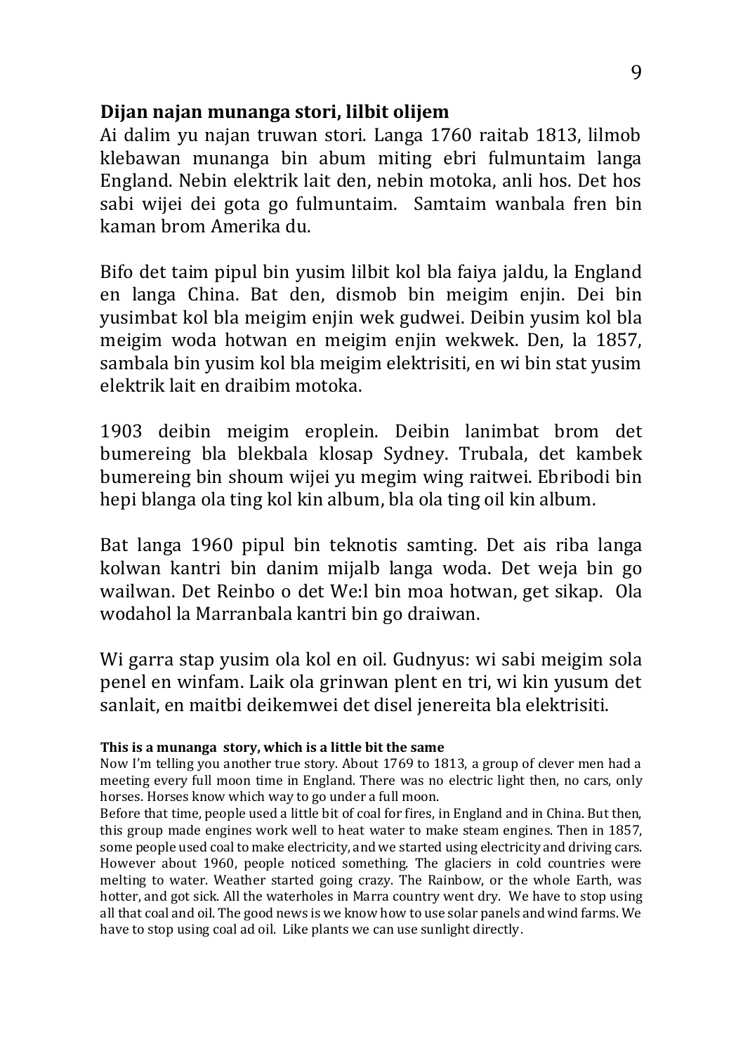**Dijan najan munanga stori, lilbit olijem**

Ai dalim yu najan truwan stori. Langa 1760 raitab 1813, lilmob klebawan munanga bin abum miting ebri fulmuntaim langa England. Nebin elektrik lait den, nebin motoka, anli hos. Det hos sabi wijei dei gota go fulmuntaim. Samtaim wanbala fren bin kaman brom Amerika du.

Bifo det taim pipul bin yusim lilbit kol bla faiya jaldu, la England en langa China. Bat den, dismob bin meigim enjin. Dei bin yusimbat kol bla meigim enjin wek gudwei. Deibin yusim kol bla meigim woda hotwan en meigim enjin wekwek. Den, la 1857, sambala bin yusim kol bla meigim elektrisiti, en wi bin stat yusim elektrik lait en draibim motoka.

1903 deibin meigim eroplein. Deibin lanimbat brom det bumereing bla blekbala klosap Sydney. Trubala, det kambek bumereing bin shoum wijei yu megim wing raitwei. Ebribodi bin hepi blanga ola ting kol kin album, bla ola ting oil kin album.

Bat langa 1960 pipul bin teknotis samting. Det ais riba langa kolwan kantri bin danim mijalb langa woda. Det weja bin go wailwan. Det Reinbo o det We:l bin moa hotwan, get sikap. Ola wodahol la Marranbala kantri bin go draiwan.

Wi garra stap yusim ola kol en oil. Gudnyus: wi sabi meigim sola penel en winfam. Laik ola grinwan plent en tri, wi kin yusum det sanlait, en maitbi deikemwei det disel jenereita bla elektrisiti.

**This is a munanga story, which is a little bit the same**

Now I'm telling you another true story. About 1769 to 1813, a group of clever men had a meeting every full moon time in England. There was no electric light then, no cars, only horses. Horses know which way to go under a full moon.

Before that time, people used a little bit of coal for fires, in England and in China. But then, this group made engines work well to heat water to make steam engines. Then in 1857, some people used coal to make electricity, and we started using electricity and driving cars. However about 1960, people noticed something. The glaciers in cold countries were melting to water. Weather started going crazy. The Rainbow, or the whole Earth, was hotter, and got sick. All the waterholes in Marra country went dry. We have to stop using all that coal and oil. The good news is we know how to use solar panels and wind farms. We have to stop using coal ad oil. Like plants we can use sunlight directly.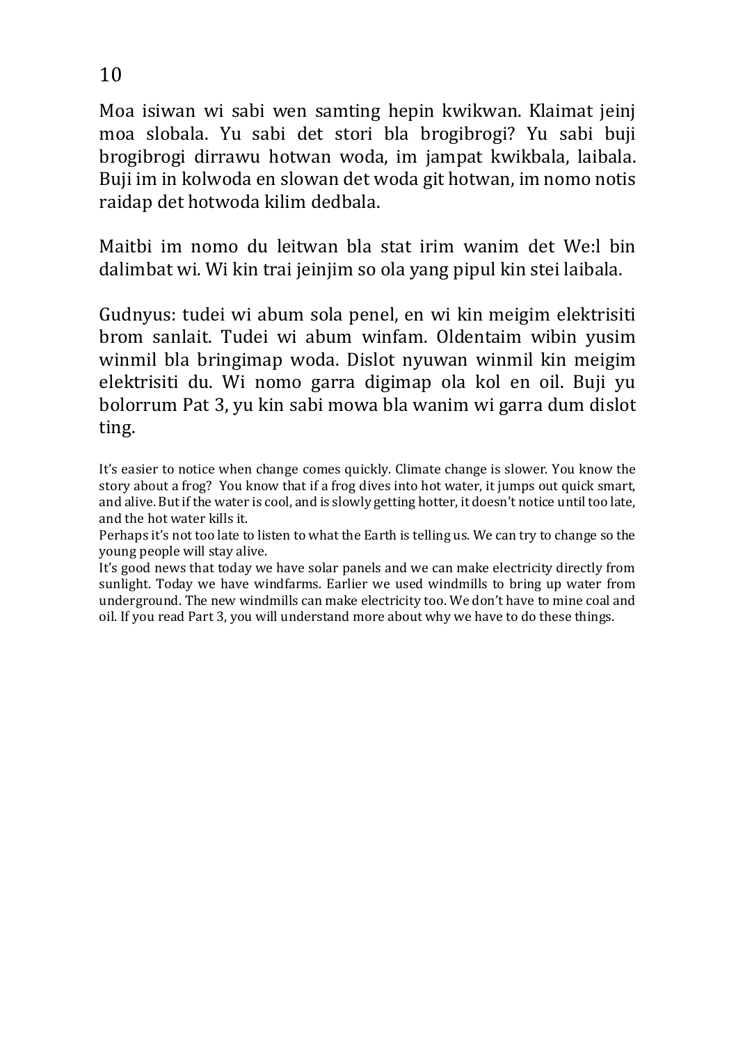Moa isiwan wi sabi wen samting hepin kwikwan. Klaimat jeinj moa slobala. Yu sabi det stori bla brogibrogi? Yu sabi buji brogibrogi dirrawu hotwan woda, im jampat kwikbala, laibala. Buji im in kolwoda en slowan det woda git hotwan, im nomo notis raidap det hotwoda kilim dedbala.

Maitbi im nomo du leitwan bla stat irim wanim det We:l bin dalimbat wi. Wi kin trai jeinjim so ola yang pipul kin stei laibala.

Gudnyus: tudei wi abum sola penel, en wi kin meigim elektrisiti brom sanlait. Tudei wi abum winfam. Oldentaim wibin yusim winmil bla bringimap woda. Dislot nyuwan winmil kin meigim elektrisiti du. Wi nomo garra digimap ola kol en oil. Buji yu bolorrum Pat 3, yu kin sabi mowa bla wanim wi garra dum dislot ting.

It's easier to notice when change comes quickly. Climate change is slower. You know the story about a frog? You know that if a frog dives into hot water, it jumps out quick smart, and alive. But if the water is cool, and is slowly getting hotter, it doesn't notice until too late, and the hot water kills it.
Perhaps it's not too late to listen to what the Earth is telling us. We can try to change so the young people will stay alive.
It's good news that today we have solar panels and we can make electricity directly from sunlight. Today we have windfarms. Earlier we used windmills to bring up water from underground. The new windmills can make electricity too. We don't have to mine coal and oil. If you read Part 3, you will understand more about why we have to do these things.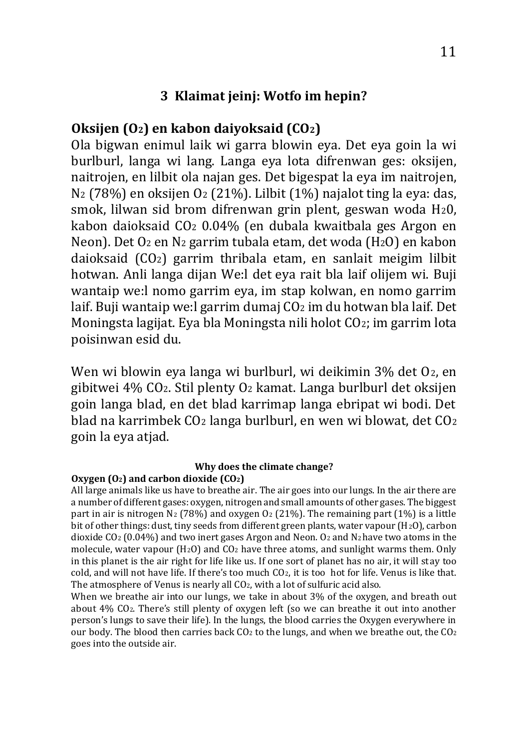## 3 Klaimat jeinj: Wotfo im hepin?

### Oksijen ($O_2$) en kabon daiyoksaid ($CO_2$)

Ola bigwan enimul laik wi garra blowin eya. Det eya goin la wi burlburl, langa wi lang. Langa eya lota difrenwan ges: oksijen, naitrojen, en lilbit ola najan ges. Det bigespat la eya im naitrojen, $N_2$ (78%) en oksijen $O_2$ (21%). Lilbit (1%) najalot ting la eya: das, smok, lilwan sid brom difrenwan grin plent, geswan woda $H_20$, kabon daioksaid $CO_2$ 0.04% (en dubala kwaitbala ges Argon en Neon). Det $O_2$ en $N_2$ garrim tubala etam, det woda ($H_2O$) en kabon daioksaid ($CO_2$) garrim thribala etam, en sanlait meigim lilbit hotwan. Anli langa dijan We:l det eya rait bla laif olijem wi. Buji wantaip we:l nomo garrim eya, im stap kolwan, en nomo garrim laif. Buji wantaip we:l garrim dumaj $CO_2$ im du hotwan bla laif. Det Moningsta lagijat. Eya bla Moningsta nili holot $CO_2$; im garrim lota poisinwan esid du.

Wen wi blowin eya langa wi burlburl, wi deikimin 3% det $O_2$, en gibitwei 4% $CO_2$. Stil plenty $O_2$ kamat. Langa burlburl det oksijen goin langa blad, en det blad karrimap langa ebripat wi bodi. Det blad na karrimbek $CO_2$ langa burlburl, en wen wi blowat, det $CO_2$ goin la eya atjad.

**Why does the climate change?**

**Oxygen ($O_2$) and carbon dioxide ($CO_2$)**

All large animals like us have to breathe air. The air goes into our lungs. In the air there are a number of different gases: oxygen, nitrogen and small amounts of other gases. The biggest part in air is nitrogen $N_2$ (78%) and oxygen $O_2$ (21%). The remaining part (1%) is a little bit of other things: dust, tiny seeds from different green plants, water vapour ($H_2O$), carbon dioxide $CO_2$ (0.04%) and two inert gases Argon and Neon. $O_2$ and $N_2$ have two atoms in the molecule, water vapour ($H_2O$) and $CO_2$ have three atoms, and sunlight warms them. Only in this planet is the air right for life like us. If one sort of planet has no air, it will stay too cold, and will not have life. If there's too much $CO_2$, it is too hot for life. Venus is like that. The atmosphere of Venus is nearly all $CO_2$, with a lot of sulfuric acid also.

When we breathe air into our lungs, we take in about 3% of the oxygen, and breath out about 4% $CO_2$. There's still plenty of oxygen left (so we can breathe it out into another person's lungs to save their life). In the lungs, the blood carries the Oxygen everywhere in our body. The blood then carries back $CO_2$ to the lungs, and when we breathe out, the $CO_2$ goes into the outside air.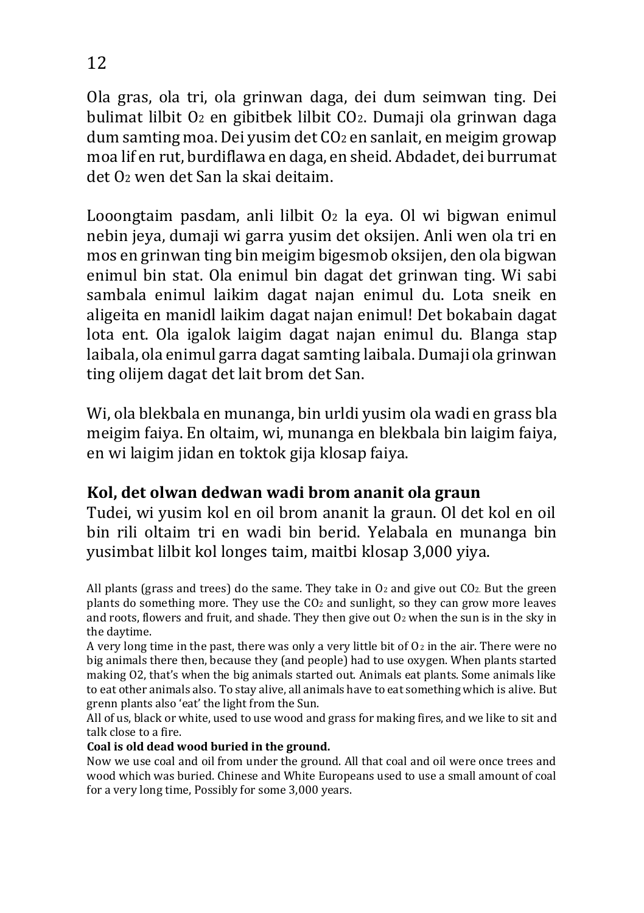Ola gras, ola tri, ola grinwan daga, dei dum seimwan ting. Dei bulimat lilbit $O_2$ en gibitbek lilbit $CO_2$. Dumaji ola grinwan daga dum samting moa. Dei yusim det $CO_2$ en sanlait, en meigim growap moa lif en rut, burdiflawa en daga, en sheid. Abdadet, dei burrumat det $O_2$ wen det San la skai deitaim.

Looongtaim pasdam, anli lilbit $O_2$ la eya. Ol wi bigwan enimul nebin jeya, dumaji wi garra yusim det oksijen. Anli wen ola tri en mos en grinwan ting bin meigim bigesmob oksijen, den ola bigwan enimul bin stat. Ola enimul bin dagat det grinwan ting. Wi sabi sambala enimul laikim dagat najan enimul du. Lota sneik en aligeita en manidl laikim dagat najan enimul! Det bokabain dagat lota ent. Ola igalok laigim dagat najan enimul du. Blanga stap laibala, ola enimul garra dagat samting laibala. Dumaji ola grinwan ting olijem dagat det lait brom det San.

Wi, ola blekbala en munanga, bin urldi yusim ola wadi en grass bla meigim faiya. En oltaim, wi, munanga en blekbala bin laigim faiya, en wi laigim jidan en toktok gija klosap faiya.

### Kol, det olwan dedwan wadi brom ananit ola graun

Tudei, wi yusim kol en oil brom ananit la graun. Ol det kol en oil bin rili oltaim tri en wadi bin berid. Yelabala en munanga bin yusimbat lilbit kol longes taim, maitbi klosap 3,000 yiya.

All plants (grass and trees) do the same. They take in $O_2$ and give out $CO_2$. But the green plants do something more. They use the $CO_2$ and sunlight, so they can grow more leaves and roots, flowers and fruit, and shade. They then give out $O_2$ when the sun is in the sky in the daytime.

A very long time in the past, there was only a very little bit of $O_2$ in the air. There were no big animals there then, because they (and people) had to use oxygen. When plants started making O2, that's when the big animals started out. Animals eat plants. Some animals like to eat other animals also. To stay alive, all animals have to eat something which is alive. But grenn plants also 'eat' the light from the Sun.

All of us, black or white, used to use wood and grass for making fires, and we like to sit and talk close to a fire.

**Coal is old dead wood buried in the ground.**

Now we use coal and oil from under the ground. All that coal and oil were once trees and wood which was buried. Chinese and White Europeans used to use a small amount of coal for a very long time, Possibly for some 3,000 years.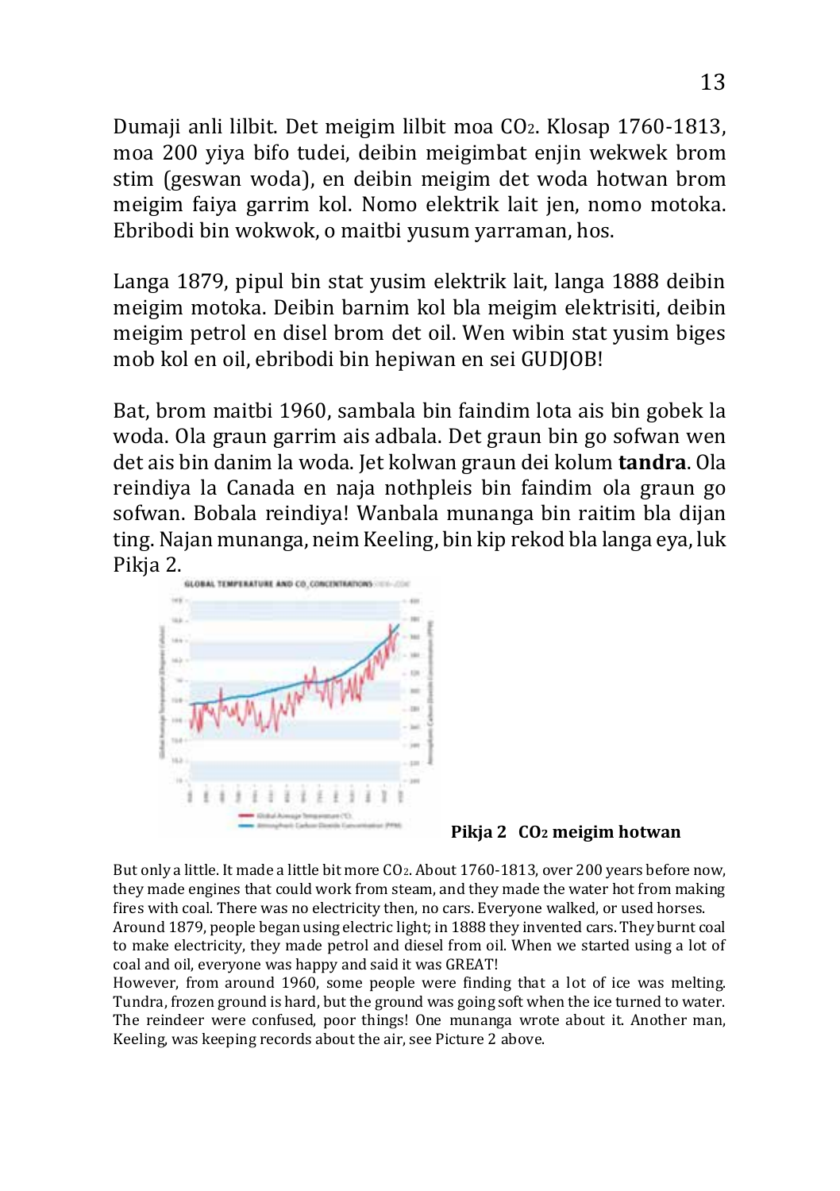Dumaji anli lilbit. Det meigim lilbit moa $CO_2$. Klosap 1760-1813, moa 200 yiya bifo tudei, deibin meigimbat enjin wekwek brom stim (geswan woda), en deibin meigim det woda hotwan brom meigim faiya garrim kol. Nomo elektrik lait jen, nomo motoka. Ebribodi bin wokwok, o maitbi yusum yarraman, hos.

Langa 1879, pipul bin stat yusim elektrik lait, langa 1888 deibin meigim motoka. Deibin barnim kol bla meigim elektrisiti, deibin meigim petrol en disel brom det oil. Wen wibin stat yusim biges mob kol en oil, ebribodi bin hepiwan en sei GUDJOB!

Bat, brom maitbi 1960, sambala bin faindim lota ais bin gobek la woda. Ola graun garrim ais adbala. Det graun bin go sofwan wen det ais bin danim la woda. Jet kolwan graun dei kolum **tandra**. Ola reindiya la Canada en naja nothpleis bin faindim ola graun go sofwan. Bobala reindiya! Wanbala munanga bin raitim bla dijan ting. Najan munanga, neim Keeling, bin kip rekod bla langa eya, luk Pikja 2.

**Pikja 2 $CO_2$ meigim hotwan**

But only a little. It made a little bit more $CO_2$. About 1760-1813, over 200 years before now, they made engines that could work from steam, and they made the water hot from making fires with coal. There was no electricity then, no cars. Everyone walked, or used horses.
Around 1879, people began using electric light; in 1888 they invented cars. They burnt coal to make electricity, they made petrol and diesel from oil. When we started using a lot of coal and oil, everyone was happy and said it was GREAT!
However, from around 1960, some people were finding that a lot of ice was melting. Tundra, frozen ground is hard, but the ground was going soft when the ice turned to water. The reindeer were confused, poor things! One munanga wrote about it. Another man, Keeling, was keeping records about the air, see Picture 2 above.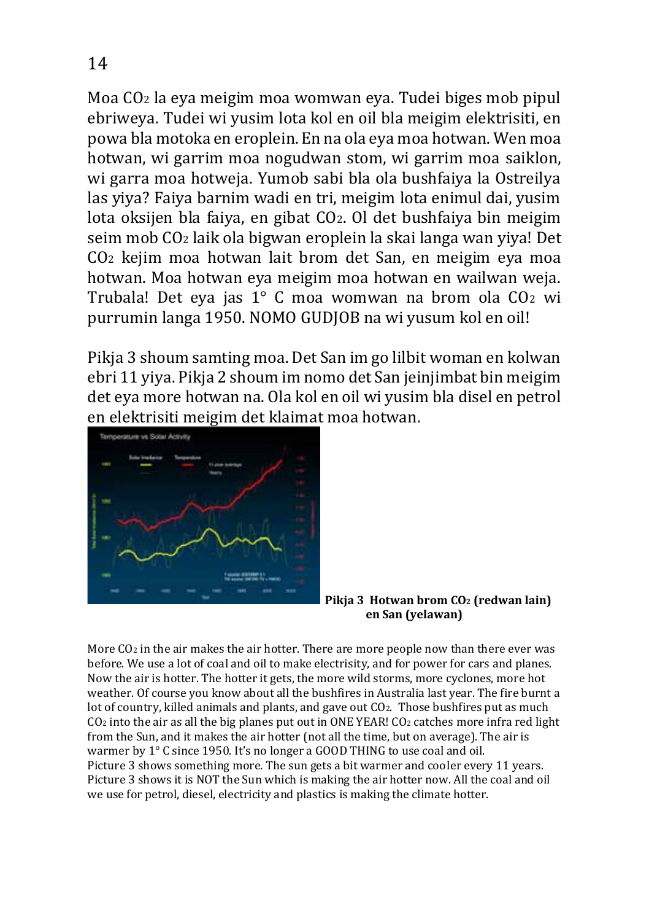Moa $CO_2$ la eya meigim moa womwan eya. Tudei biges mob pipul ebriweya. Tudei wi yusim lota kol en oil bla meigim elektrisiti, en powa bla motoka en eroplein. En na ola eya moa hotwan. Wen moa hotwan, wi garrim moa nogudwan stom, wi garrim moa saiklon, wi garra moa hotweja. Yumob sabi bla ola bushfaiya la Ostreilya las yiya? Faiya barnim wadi en tri, meigim lota enimul dai, yusim lota oksijen bla faiya, en gibat $CO_2$. Ol det bushfaiya bin meigim seim mob $CO_2$ laik ola bigwan eroplein la skai langa wan yiya! Det $CO_2$ kejim moa hotwan lait brom det San, en meigim eya moa hotwan. Moa hotwan eya meigim moa hotwan en wailwan weja. Trubala! Det eya jas 1° C moa womwan na brom ola $CO_2$ wi purrumin langa 1950. NOMO GUDJOB na wi yusum kol en oil!

Pikja 3 shoum samting moa. Det San im go lilbit woman en kolwan ebri 11 yiya. Pikja 2 shoum im nomo det San jeinjimbat bin meigim det eya more hotwan na. Ola kol en oil wi yusim bla disel en petrol en elektrisiti meigim det klaimat moa hotwan.

**Pikja 3 Hotwan brom $CO_2$ (redwan lain) en San (yelawan)**

More $CO_2$ in the air makes the air hotter. There are more people now than there ever was before. We use a lot of coal and oil to make electrisity, and for power for cars and planes. Now the air is hotter. The hotter it gets, the more wild storms, more cyclones, more hot weather. Of course you know about all the bushfires in Australia last year. The fire burnt a lot of country, killed animals and plants, and gave out $CO_2$. Those bushfires put as much $CO_2$ into the air as all the big planes put out in ONE YEAR! $CO_2$ catches more infra red light from the Sun, and it makes the air hotter (not all the time, but on average). The air is warmer by 1° C since 1950. It's no longer a GOOD THING to use coal and oil.
Picture 3 shows something more. The sun gets a bit warmer and cooler every 11 years. Picture 3 shows it is NOT the Sun which is making the air hotter now. All the coal and oil we use for petrol, diesel, electricity and plastics is making the climate hotter.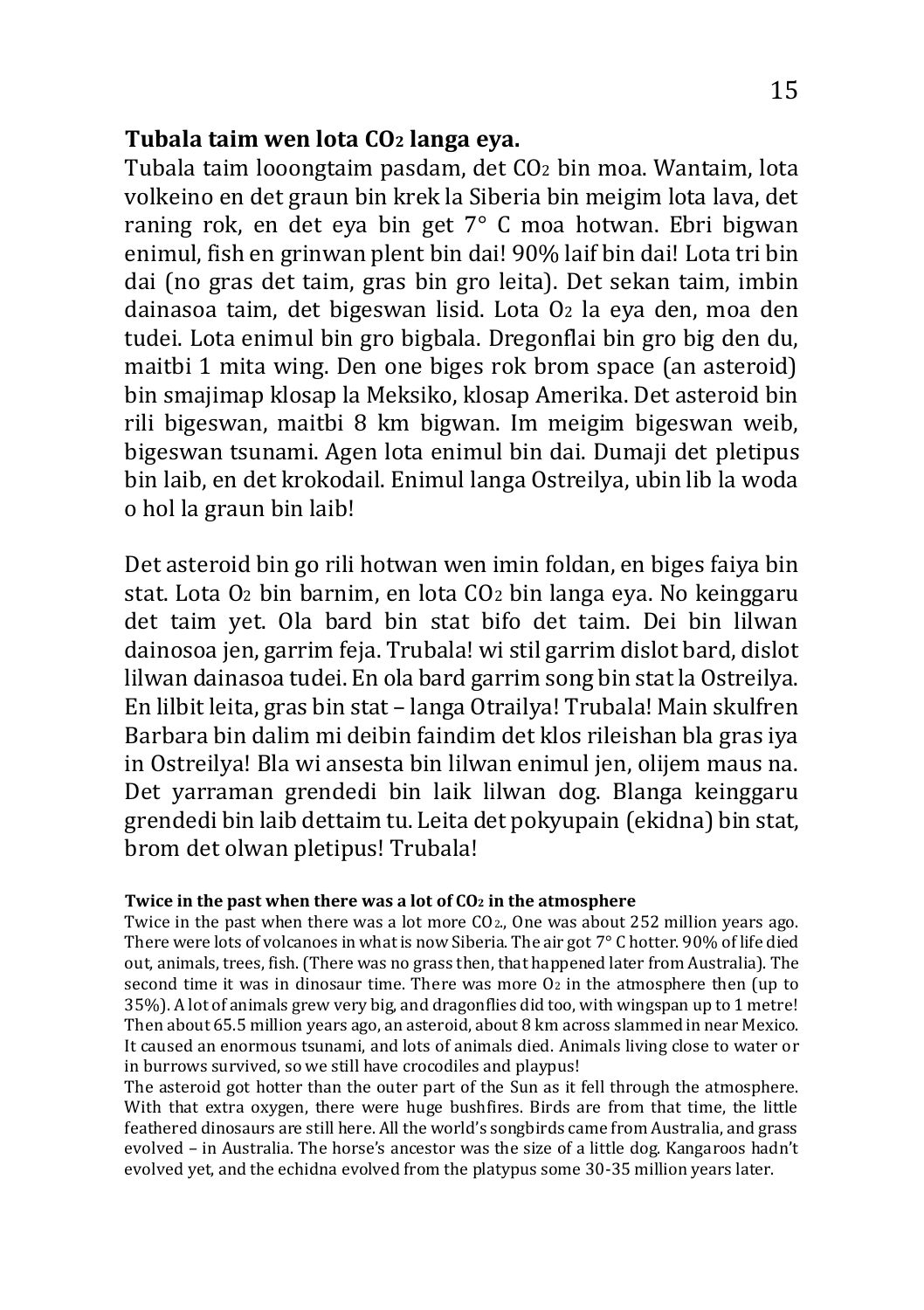**Tubala taim wen lota $CO_2$ langa eya.**

Tubala taim looongtaim pasdam, det $CO_2$ bin moa. Wantaim, lota volkeino en det graun bin krek la Siberia bin meigim lota lava, det raning rok, en det eya bin get 7° C moa hotwan. Ebri bigwan enimul, fish en grinwan plent bin dai! 90% laif bin dai! Lota tri bin dai (no gras det taim, gras bin gro leita). Det sekan taim, imbin dainasoa taim, det bigeswan lisid. Lota $O_2$ la eya den, moa den tudei. Lota enimul bin gro bigbala. Dregonflai bin gro big den du, maitbi 1 mita wing. Den one biges rok brom space (an asteroid) bin smajimap klosap la Meksiko, klosap Amerika. Det asteroid bin rili bigeswan, maitbi 8 km bigwan. Im meigim bigeswan weib, bigeswan tsunami. Agen lota enimul bin dai. Dumaji det pletipus bin laib, en det krokodail. Enimul langa Ostreilya, ubin lib la woda o hol la graun bin laib!

Det asteroid bin go rili hotwan wen imin foldan, en biges faiya bin stat. Lota $O_2$ bin barnim, en lota $CO_2$ bin langa eya. No keinggaru det taim yet. Ola bard bin stat bifo det taim. Dei bin lilwan dainosoa jen, garrim feja. Trubala! wi stil garrim dislot bard, dislot lilwan dainasoa tudei. En ola bard garrim song bin stat la Ostreilya. En lilbit leita, gras bin stat – langa Otrailya! Trubala! Main skulfren Barbara bin dalim mi deibin faindim det klos rileishan bla gras iya in Ostreilya! Bla wi ansesta bin lilwan enimul jen, olijem maus na. Det yarraman grendedi bin laik lilwan dog. Blanga keinggaru grendedi bin laib dettaim tu. Leita det pokyupain (ekidna) bin stat, brom det olwan pletipus! Trubala!

**Twice in the past when there was a lot of $CO_2$ in the atmosphere**

Twice in the past when there was a lot more $CO_2$., One was about 252 million years ago. There were lots of volcanoes in what is now Siberia. The air got 7° C hotter. 90% of life died out, animals, trees, fish. (There was no grass then, that happened later from Australia). The second time it was in dinosaur time. There was more $O_2$ in the atmosphere then (up to 35%). A lot of animals grew very big, and dragonflies did too, with wingspan up to 1 metre! Then about 65.5 million years ago, an asteroid, about 8 km across slammed in near Mexico. It caused an enormous tsunami, and lots of animals died. Animals living close to water or in burrows survived, so we still have crocodiles and playpus!

The asteroid got hotter than the outer part of the Sun as it fell through the atmosphere. With that extra oxygen, there were huge bushfires. Birds are from that time, the little feathered dinosaurs are still here. All the world's songbirds came from Australia, and grass evolved – in Australia. The horse's ancestor was the size of a little dog. Kangaroos hadn't evolved yet, and the echidna evolved from the platypus some 30-35 million years later.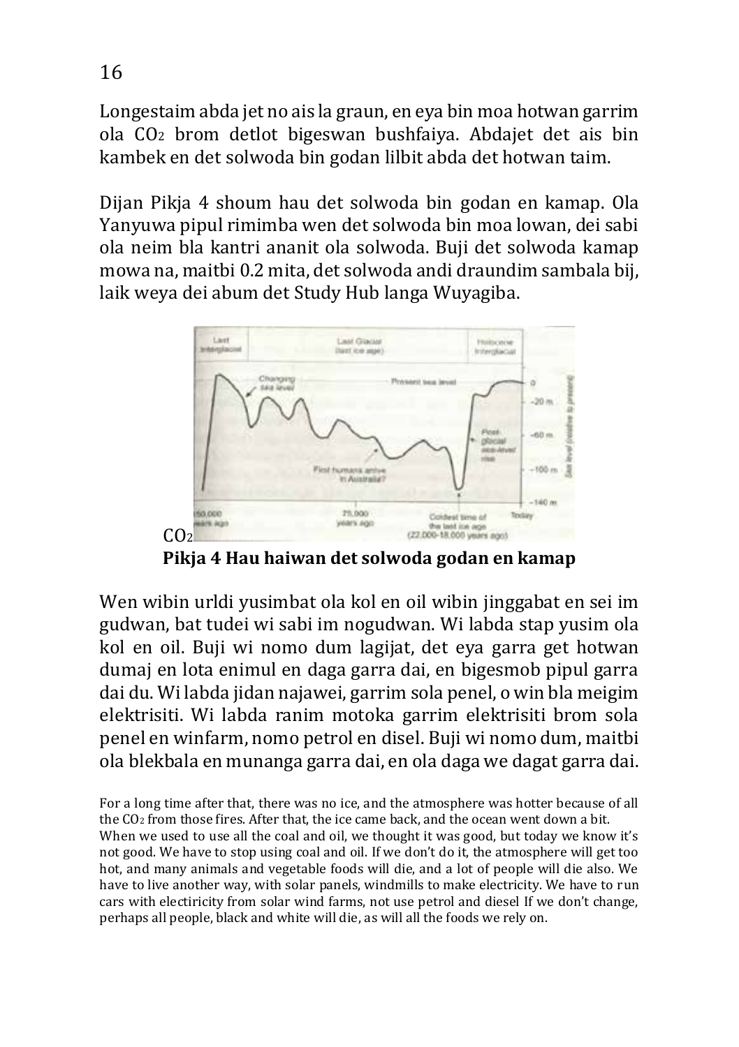Longestaim abda jet no ais la graun, en eya bin moa hotwan garrim ola $CO_2$ brom detlot bigeswan bushfaiya. Abdajet det ais bin kambek en det solwoda bin godan lilbit abda det hotwan taim.

Dijan Pikja 4 shoum hau det solwoda bin godan en kamap. Ola Yanyuwa pipul rimimba wen det solwoda bin moa lowan, dei sabi ola neim bla kantri ananit ola solwoda. Buji det solwoda kamap mowa na, maitbi 0.2 mita, det solwoda andi draundim sambala bij, laik weya dei abum det Study Hub langa Wuyagiba.

$CO_2$

**Pikja 4 Hau haiwan det solwoda godan en kamap**

Wen wibin urldi yusimbat ola kol en oil wibin jinggabat en sei im gudwan, bat tudei wi sabi im nogudwan. Wi labda stap yusim ola kol en oil. Buji wi nomo dum lagijat, det eya garra get hotwan dumaj en lota enimul en daga garra dai, en bigesmob pipul garra dai du. Wi labda jidan najawei, garrim sola penel, o win bla meigim elektrisiti. Wi labda ranim motoka garrim elektrisiti brom sola penel en winfarm, nomo petrol en disel. Buji wi nomo dum, maitbi ola blekbala en munanga garra dai, en ola daga we dagat garra dai.

For a long time after that, there was no ice, and the atmosphere was hotter because of all the $CO_2$ from those fires. After that, the ice came back, and the ocean went down a bit.
When we used to use all the coal and oil, we thought it was good, but today we know it's not good. We have to stop using coal and oil. If we don't do it, the atmosphere will get too hot, and many animals and vegetable foods will die, and a lot of people will die also. We have to live another way, with solar panels, windmills to make electricity. We have to run cars with electiricity from solar wind farms, not use petrol and diesel If we don't change, perhaps all people, black and white will die, as will all the foods we rely on.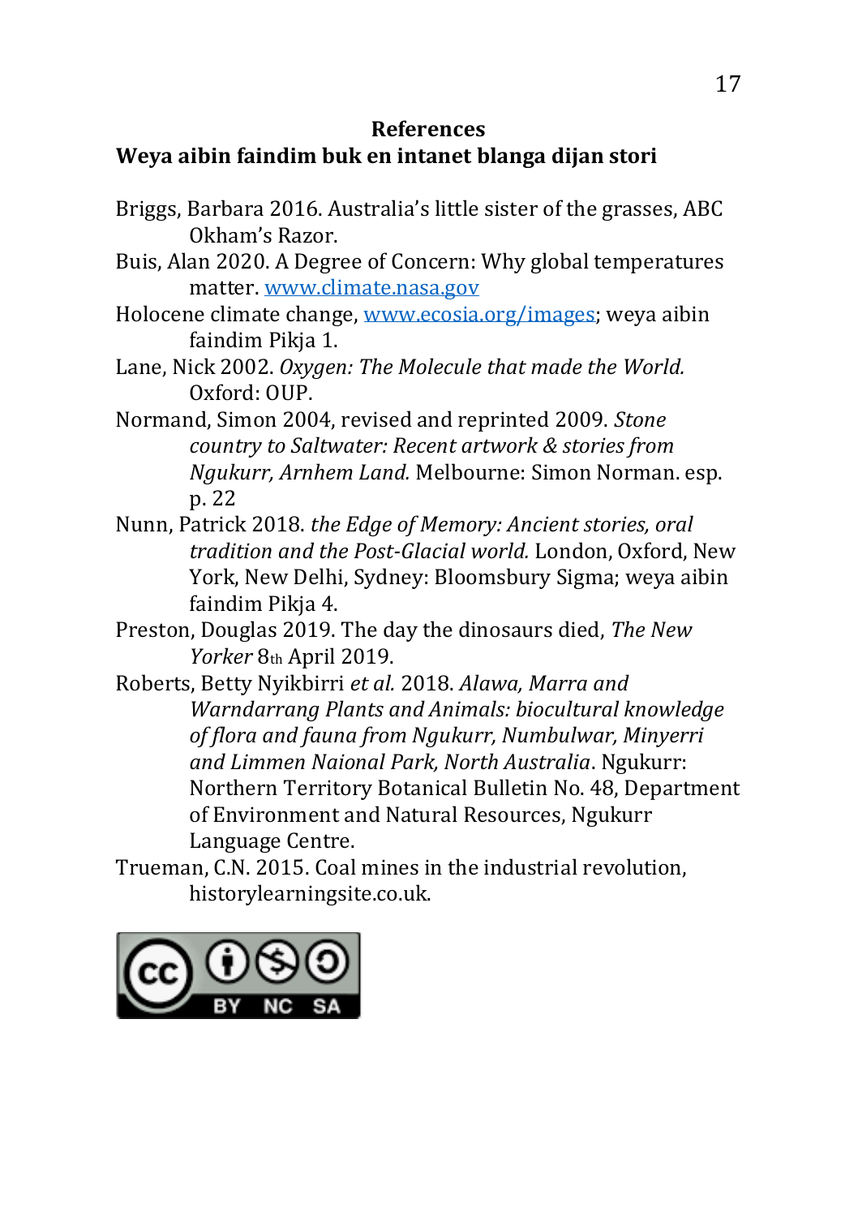## References

### Weya aibin faindim buk en intanet blanga dijan stori

Briggs, Barbara 2016. Australia's little sister of the grasses, ABC Okham's Razor.

Buis, Alan 2020. A Degree of Concern: Why global temperatures matter. [www.climate.nasa.gov](www.climate.nasa.gov)

Holocene climate change, [www.ecosia.org/images](www.ecosia.org/images); weya aibin faindim Pikja 1.

Lane, Nick 2002. *Oxygen: The Molecule that made the World.* Oxford: OUP.

Normand, Simon 2004, revised and reprinted 2009. *Stone country to Saltwater: Recent artwork & stories from Ngukurr, Arnhem Land.* Melbourne: Simon Norman. esp. p. 22

Nunn, Patrick 2018. *the Edge of Memory: Ancient stories, oral tradition and the Post-Glacial world.* London, Oxford, New York, New Delhi, Sydney: Bloomsbury Sigma; weya aibin faindim Pikja 4.

Preston, Douglas 2019. The day the dinosaurs died, *The New Yorker* 8th April 2019.

Roberts, Betty Nyikbirri *et al.* 2018. *Alawa, Marra and Warndarrang Plants and Animals: biocultural knowledge of flora and fauna from Ngukurr, Numbulwar, Minyerri and Limmen Naional Park, North Australia*. Ngukurr: Northern Territory Botanical Bulletin No. 48, Department of Environment and Natural Resources, Ngukurr Language Centre.

Trueman, C.N. 2015. Coal mines in the industrial revolution, historylearningsite.co.uk.

CC BY NC SA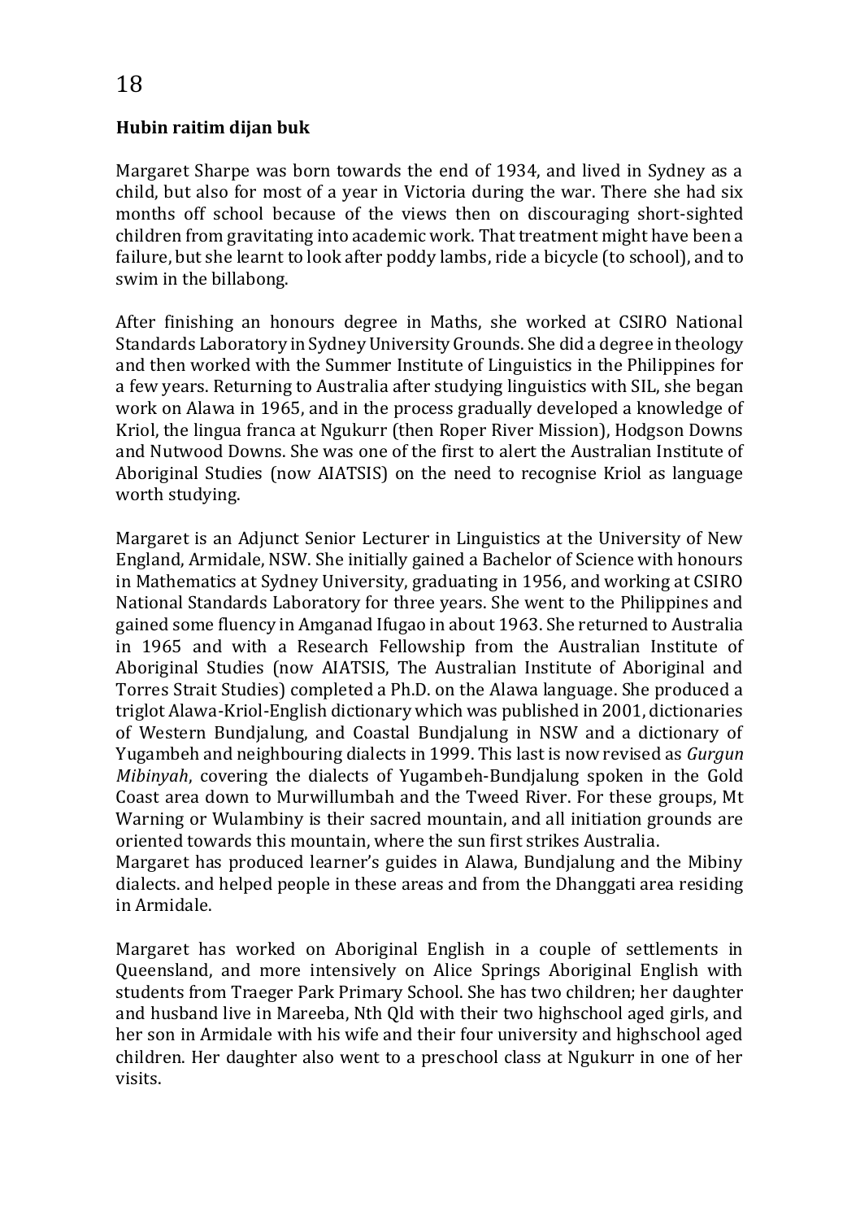## Hubin raitim dijan buk

Margaret Sharpe was born towards the end of 1934, and lived in Sydney as a child, but also for most of a year in Victoria during the war. There she had six months off school because of the views then on discouraging short-sighted children from gravitating into academic work. That treatment might have been a failure, but she learnt to look after poddy lambs, ride a bicycle (to school), and to swim in the billabong.

After finishing an honours degree in Maths, she worked at CSIRO National Standards Laboratory in Sydney University Grounds. She did a degree in theology and then worked with the Summer Institute of Linguistics in the Philippines for a few years. Returning to Australia after studying linguistics with SIL, she began work on Alawa in 1965, and in the process gradually developed a knowledge of Kriol, the lingua franca at Ngukurr (then Roper River Mission), Hodgson Downs and Nutwood Downs. She was one of the first to alert the Australian Institute of Aboriginal Studies (now AIATSIS) on the need to recognise Kriol as language worth studying.

Margaret is an Adjunct Senior Lecturer in Linguistics at the University of New England, Armidale, NSW. She initially gained a Bachelor of Science with honours in Mathematics at Sydney University, graduating in 1956, and working at CSIRO National Standards Laboratory for three years. She went to the Philippines and gained some fluency in Amganad Ifugao in about 1963. She returned to Australia in 1965 and with a Research Fellowship from the Australian Institute of Aboriginal Studies (now AIATSIS, The Australian Institute of Aboriginal and Torres Strait Studies) completed a Ph.D. on the Alawa language. She produced a triglot Alawa-Kriol-English dictionary which was published in 2001, dictionaries of Western Bundjalung, and Coastal Bundjalung in NSW and a dictionary of Yugambeh and neighbouring dialects in 1999. This last is now revised as *Gurgun Mibinyah*, covering the dialects of Yugambeh-Bundjalung spoken in the Gold Coast area down to Murwillumbah and the Tweed River. For these groups, Mt Warning or Wulambiny is their sacred mountain, and all initiation grounds are oriented towards this mountain, where the sun first strikes Australia.
Margaret has produced learner's guides in Alawa, Bundjalung and the Mibiny dialects. and helped people in these areas and from the Dhanggati area residing in Armidale.

Margaret has worked on Aboriginal English in a couple of settlements in Queensland, and more intensively on Alice Springs Aboriginal English with students from Traeger Park Primary School. She has two children; her daughter and husband live in Mareeba, Nth Qld with their two highschool aged girls, and her son in Armidale with his wife and their four university and highschool aged children. Her daughter also went to a preschool class at Ngukurr in one of her visits.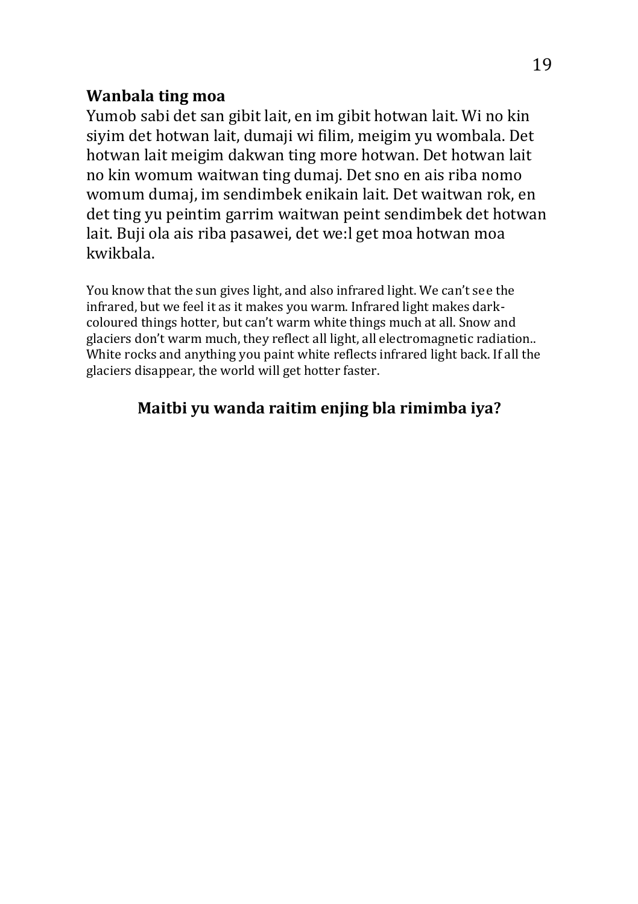## Wanbala ting moa

Yumob sabi det san gibit lait, en im gibit hotwan lait. Wi no kin siyim det hotwan lait, dumaji wi filim, meigim yu wombala. Det hotwan lait meigim dakwan ting more hotwan. Det hotwan lait no kin womum waitwan ting dumaj. Det sno en ais riba nomo womum dumaj, im sendimbek enikain lait. Det waitwan rok, en det ting yu peintim garrim waitwan peint sendimbek det hotwan lait. Buji ola ais riba pasawei, det we:l get moa hotwan moa kwikbala.

You know that the sun gives light, and also infrared light. We can't see the infrared, but we feel it as it makes you warm. Infrared light makes dark-coloured things hotter, but can't warm white things much at all. Snow and glaciers don't warm much, they reflect all light, all electromagnetic radiation.. White rocks and anything you paint white reflects infrared light back. If all the glaciers disappear, the world will get hotter faster.

**Maitbi yu wanda raitim enjing bla rimimba iya?**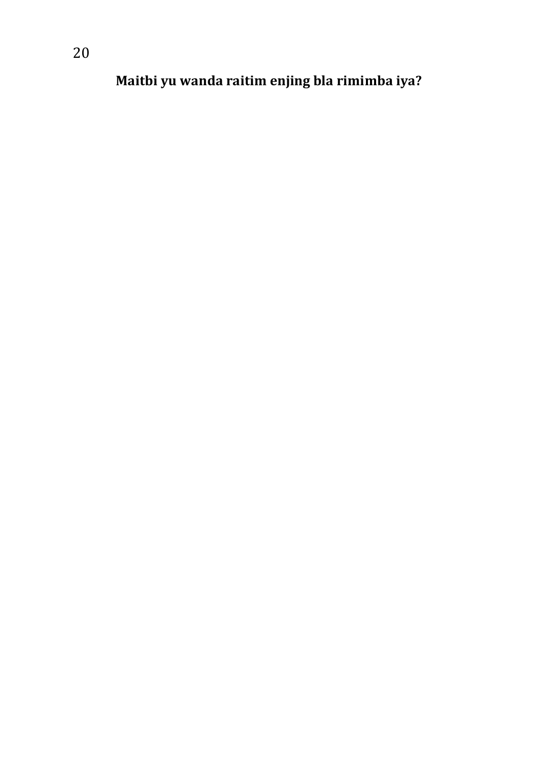**Maitbi yu wanda raitim enjing bla rimimba iya?**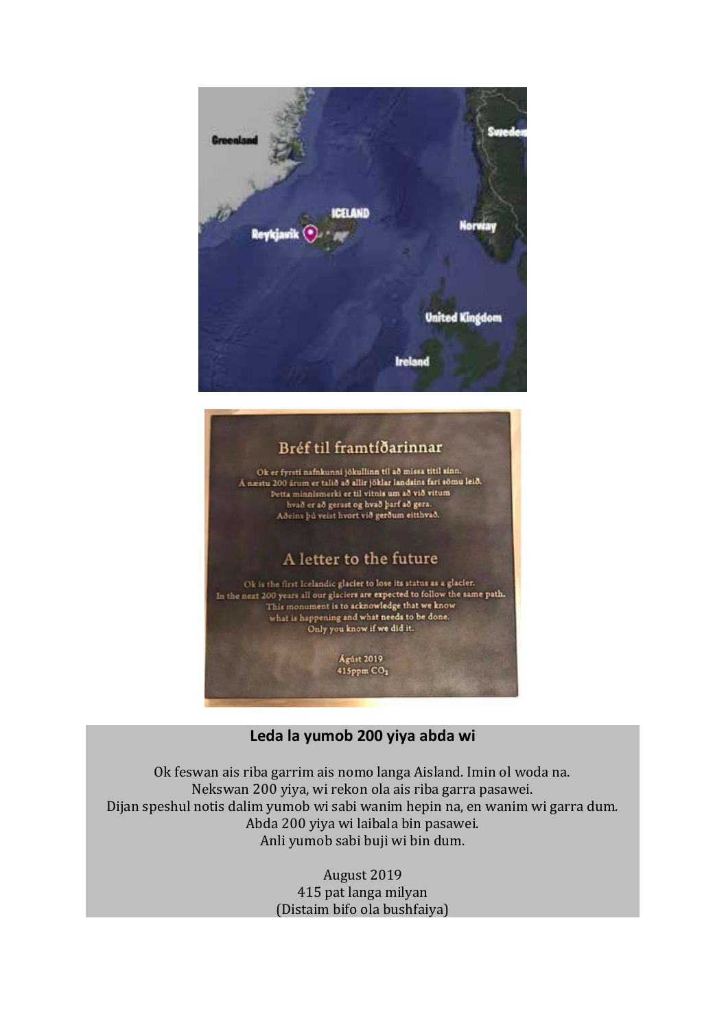**Leda la yumob 200 yiya abda wi**

Ok feswan ais riba garrim ais nomo langa Aisland. Imin ol woda na.
Nekswan 200 yiya, wi rekon ola ais riba garra pasawei.
Dijan speshul notis dalim yumob wi sabi wanim hepin na, en wanim wi garra dum.
Abda 200 yiya wi laibala bin pasawei.
Anli yumob sabi buji wi bin dum.

August 2019
415 pat langa milyan
(Distaim bifo ola bushfaiya)